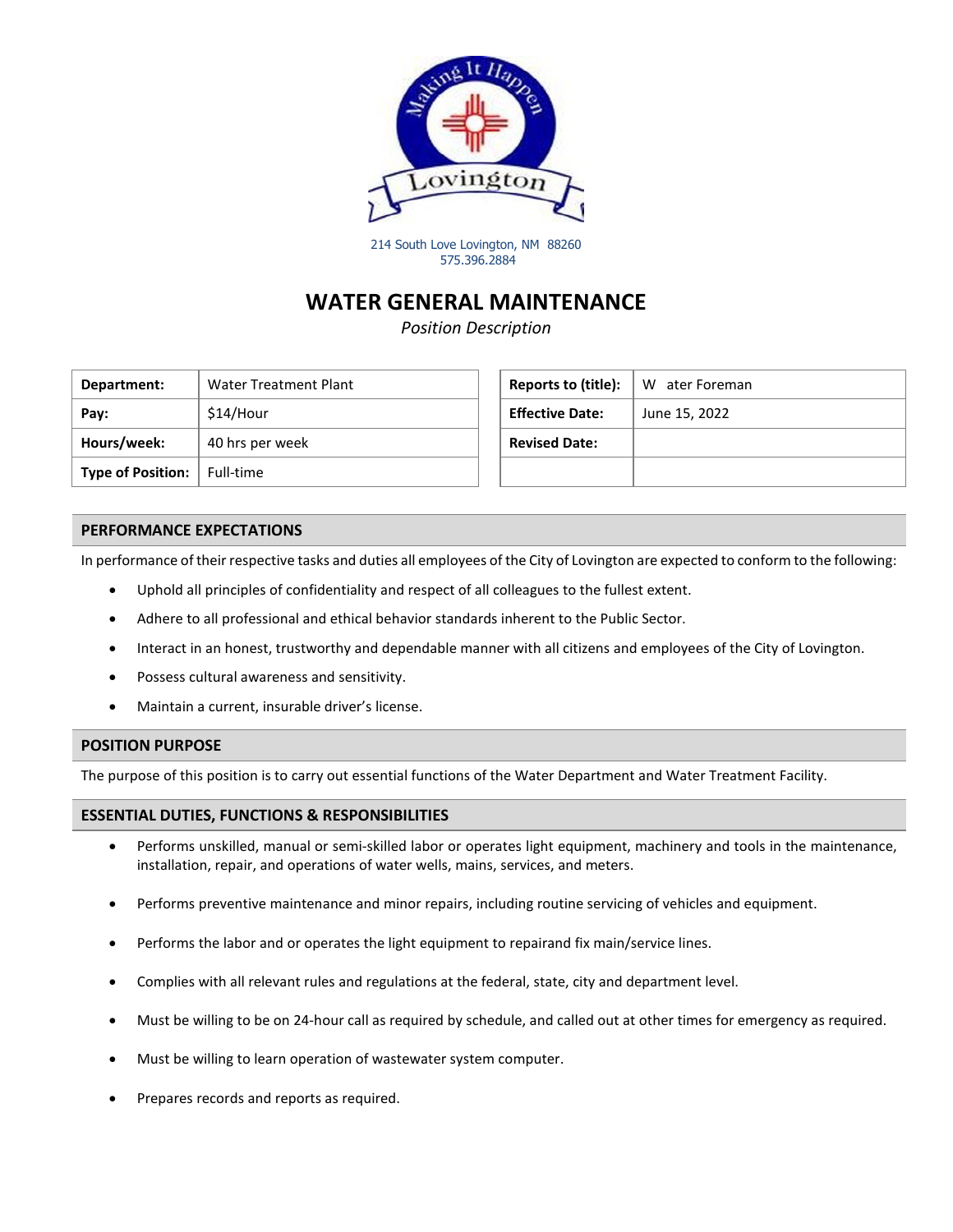214 South Love Lovington, NM 88260
575.396.2884

# WATER GENERAL MAINTENANCE

*Position Description*

| **Department:** | Water Treatment Plant |
|---|---|
| **Pay:** | $14/Hour |
| **Hours/week:** | 40 hrs per week |
| **Type of Position:** | Full-time |

| **Reports to (title):** | W ater Foreman |
|---|---|
| **Effective Date:** | June 15, 2022 |
| **Revised Date:** | |
| | |

## PERFORMANCE EXPECTATIONS

In performance of their respective tasks and duties all employees of the City of Lovington are expected to conform to the following:

- Uphold all principles of confidentiality and respect of all colleagues to the fullest extent.
- Adhere to all professional and ethical behavior standards inherent to the Public Sector.
- Interact in an honest, trustworthy and dependable manner with all citizens and employees of the City of Lovington.
- Possess cultural awareness and sensitivity.
- Maintain a current, insurable driver's license.

## POSITION PURPOSE

The purpose of this position is to carry out essential functions of the Water Department and Water Treatment Facility.

## ESSENTIAL DUTIES, FUNCTIONS & RESPONSIBILITIES

- Performs unskilled, manual or semi-skilled labor or operates light equipment, machinery and tools in the maintenance, installation, repair, and operations of water wells, mains, services, and meters.
- Performs preventive maintenance and minor repairs, including routine servicing of vehicles and equipment.
- Performs the labor and or operates the light equipment to repairand fix main/service lines.
- Complies with all relevant rules and regulations at the federal, state, city and department level.
- Must be willing to be on 24-hour call as required by schedule, and called out at other times for emergency as required.
- Must be willing to learn operation of wastewater system computer.
- Prepares records and reports as required.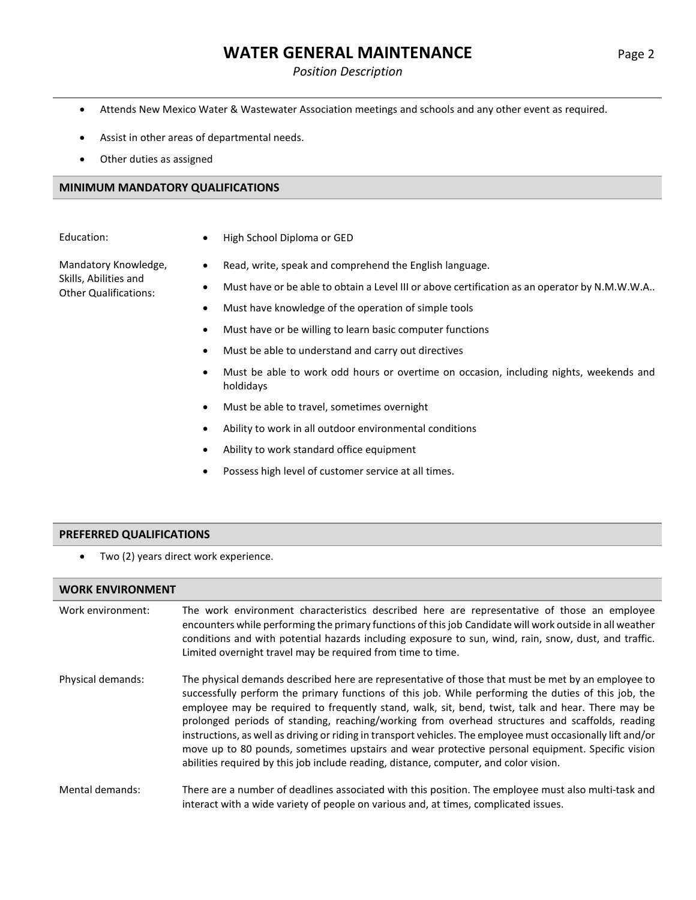- Attends New Mexico Water & Wastewater Association meetings and schools and any other event as required.
- Assist in other areas of departmental needs.
- Other duties as assigned

## MINIMUM MANDATORY QUALIFICATIONS

**Education:**

- High School Diploma or GED

**Mandatory Knowledge, Skills, Abilities and Other Qualifications:**

- Read, write, speak and comprehend the English language.
- Must have or be able to obtain a Level III or above certification as an operator by N.M.W.W.A..
- Must have knowledge of the operation of simple tools
- Must have or be willing to learn basic computer functions
- Must be able to understand and carry out directives
- Must be able to work odd hours or overtime on occasion, including nights, weekends and holdidays
- Must be able to travel, sometimes overnight
- Ability to work in all outdoor environmental conditions
- Ability to work standard office equipment
- Possess high level of customer service at all times.

## PREFERRED QUALIFICATIONS

- Two (2) years direct work experience.

## WORK ENVIRONMENT

**Work environment:** The work environment characteristics described here are representative of those an employee encounters while performing the primary functions of this job Candidate will work outside in all weather conditions and with potential hazards including exposure to sun, wind, rain, snow, dust, and traffic. Limited overnight travel may be required from time to time.

**Physical demands:** The physical demands described here are representative of those that must be met by an employee to successfully perform the primary functions of this job. While performing the duties of this job, the employee may be required to frequently stand, walk, sit, bend, twist, talk and hear. There may be prolonged periods of standing, reaching/working from overhead structures and scaffolds, reading instructions, as well as driving or riding in transport vehicles. The employee must occasionally lift and/or move up to 80 pounds, sometimes upstairs and wear protective personal equipment. Specific vision abilities required by this job include reading, distance, computer, and color vision.

**Mental demands:** There are a number of deadlines associated with this position. The employee must also multi-task and interact with a wide variety of people on various and, at times, complicated issues.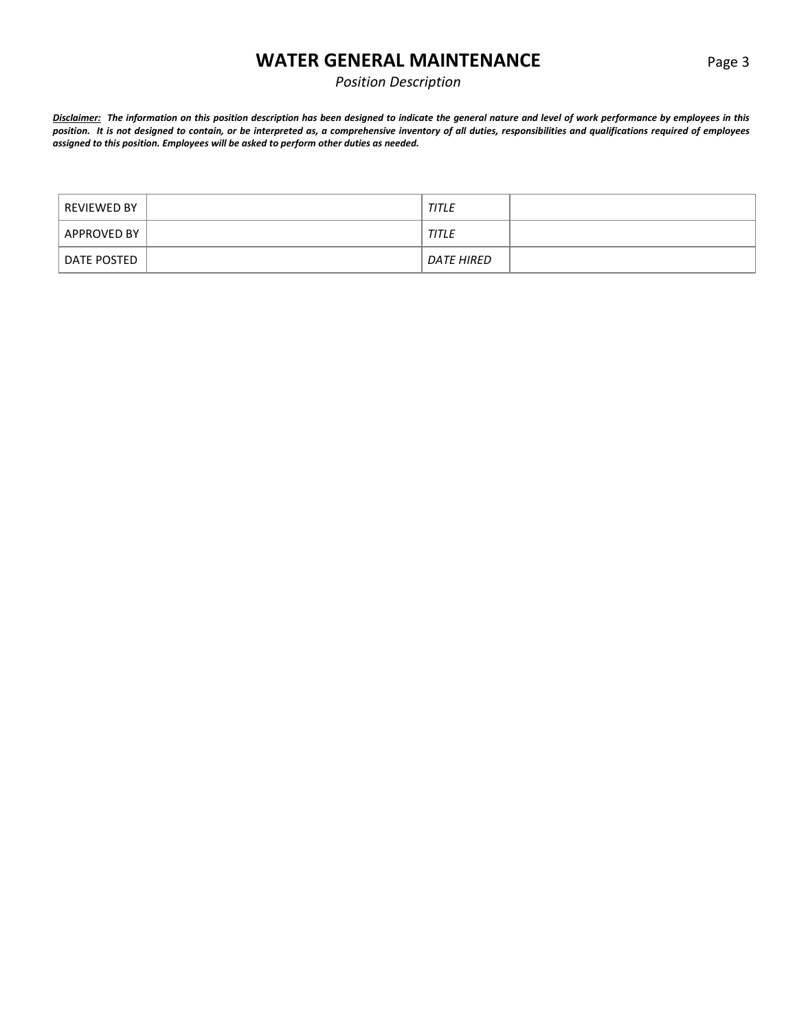***Disclaimer:*** ***The information on this position description has been designed to indicate the general nature and level of work performance by employees in this position. It is not designed to contain, or be interpreted as, a comprehensive inventory of all duties, responsibilities and qualifications required of employees assigned to this position. Employees will be asked to perform other duties as needed.***

| REVIEWED BY | | *TITLE* | |
|---|---|---|---|
| APPROVED BY | | *TITLE* | |
| DATE POSTED | | *DATE HIRED* | |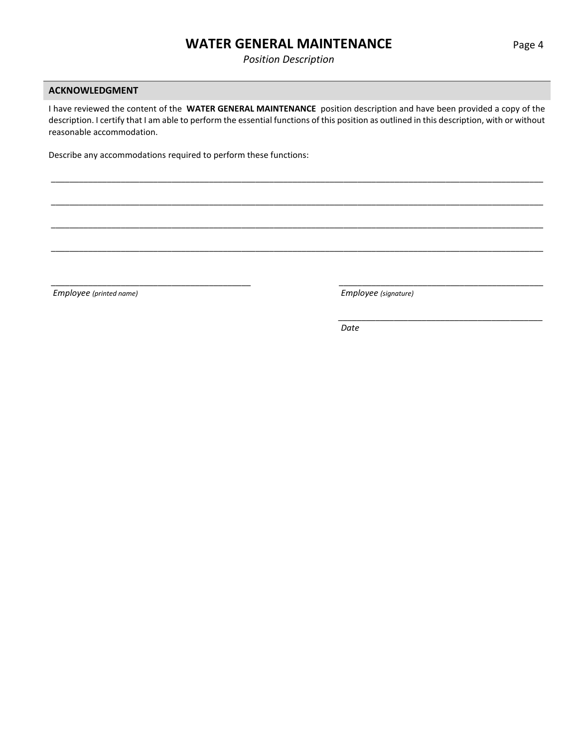# WATER GENERAL MAINTENANCE

*Position Description*

## ACKNOWLEDGMENT

I have reviewed the content of the **WATER GENERAL MAINTENANCE** position description and have been provided a copy of the description. I certify that I am able to perform the essential functions of this position as outlined in this description, with or without reasonable accommodation.

Describe any accommodations required to perform these functions:

______________________________________________________________________________

______________________________________________________________________________

______________________________________________________________________________

______________________________________________________________________________

______________________________________ ______________________________________

*Employee (printed name)* *Employee (signature)*

______________________________________

*Date*